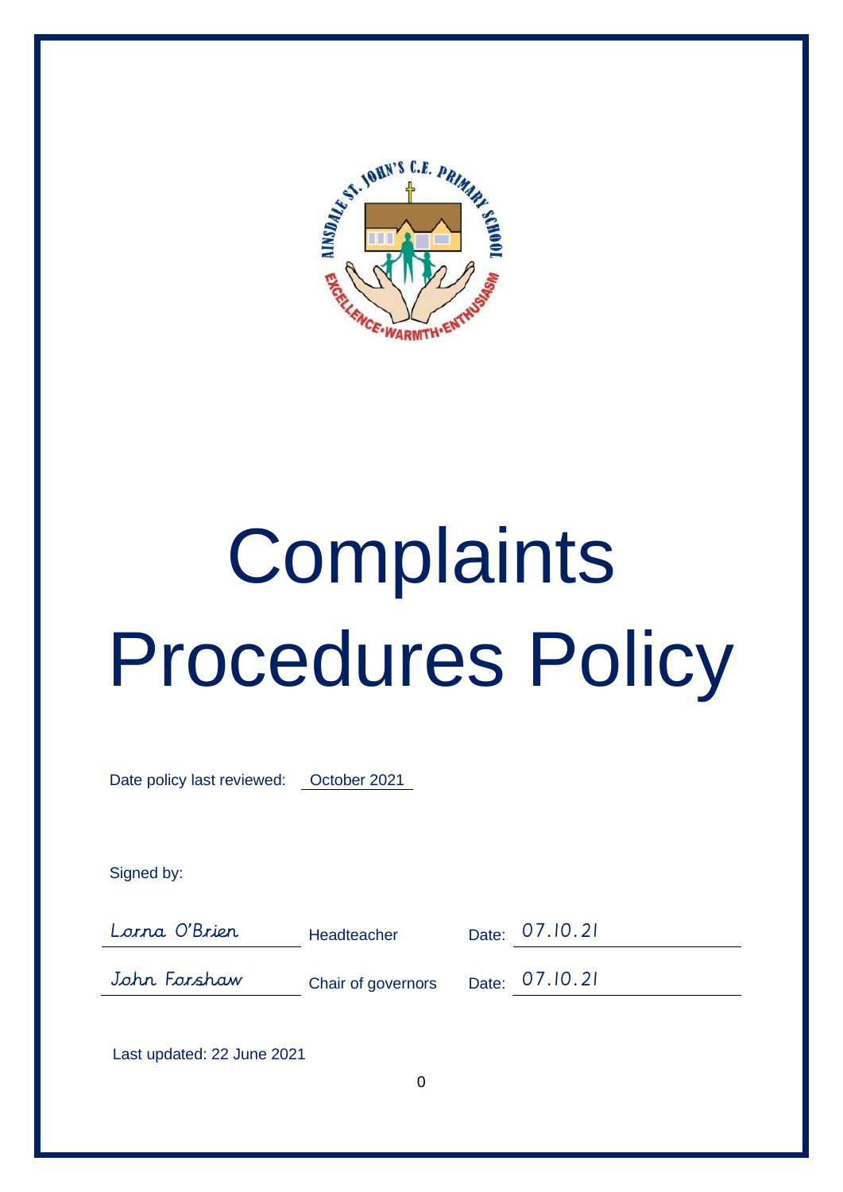# Complaints Procedures Policy

Date policy last reviewed: October 2021

Signed by:

| | | |
|---|---|---|
| Lorna O'Brien | Headteacher | Date: 07.10.21 |
| John Forshaw | Chair of governors | Date: 07.10.21 |

Last updated: 22 June 2021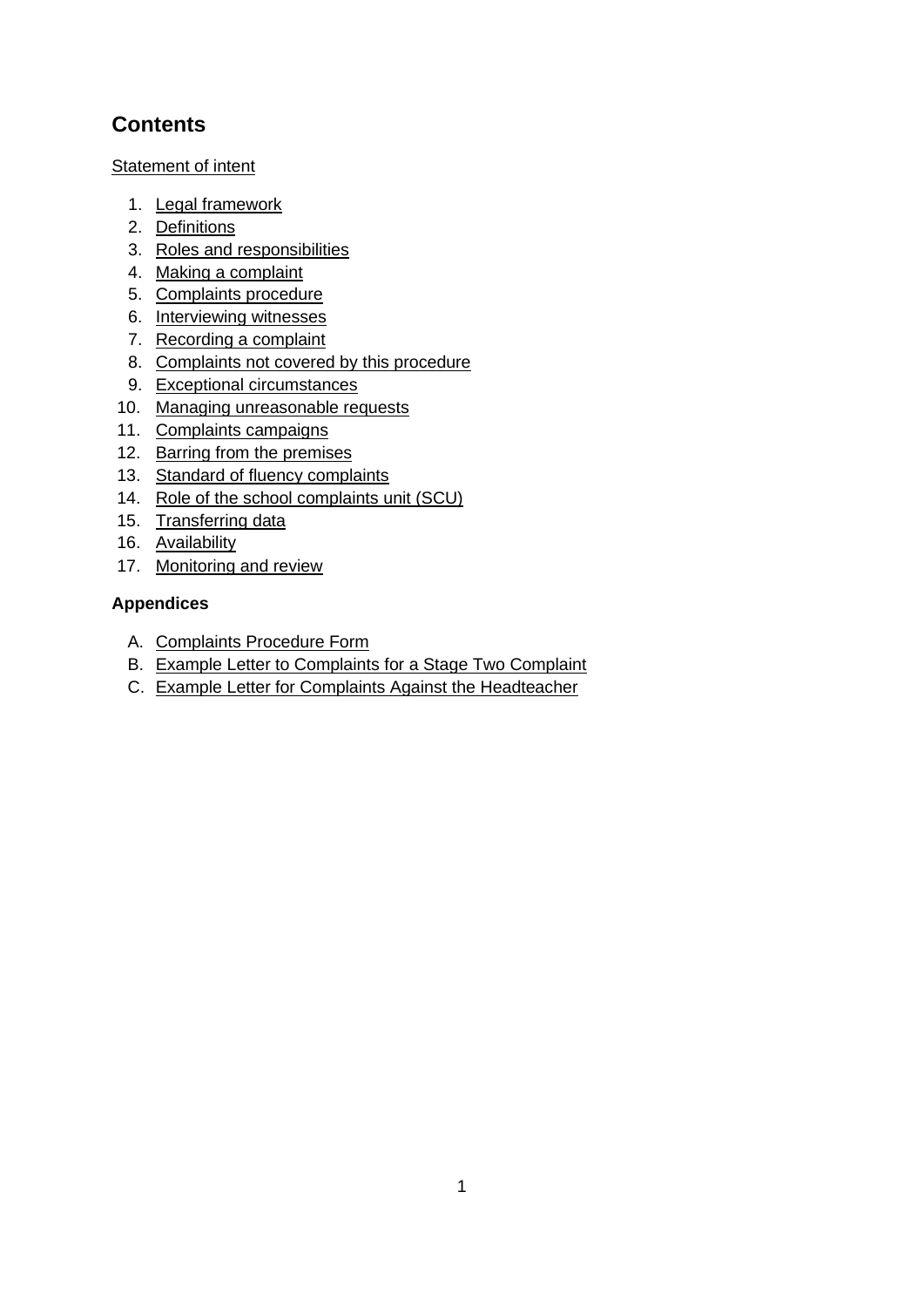## Contents

Statement of intent

1. Legal framework
2. Definitions
3. Roles and responsibilities
4. Making a complaint
5. Complaints procedure
6. Interviewing witnesses
7. Recording a complaint
8. Complaints not covered by this procedure
9. Exceptional circumstances
10. Managing unreasonable requests
11. Complaints campaigns
12. Barring from the premises
13. Standard of fluency complaints
14. Role of the school complaints unit (SCU)
15. Transferring data
16. Availability
17. Monitoring and review

**Appendices**

A. Complaints Procedure Form
B. Example Letter to Complaints for a Stage Two Complaint
C. Example Letter for Complaints Against the Headteacher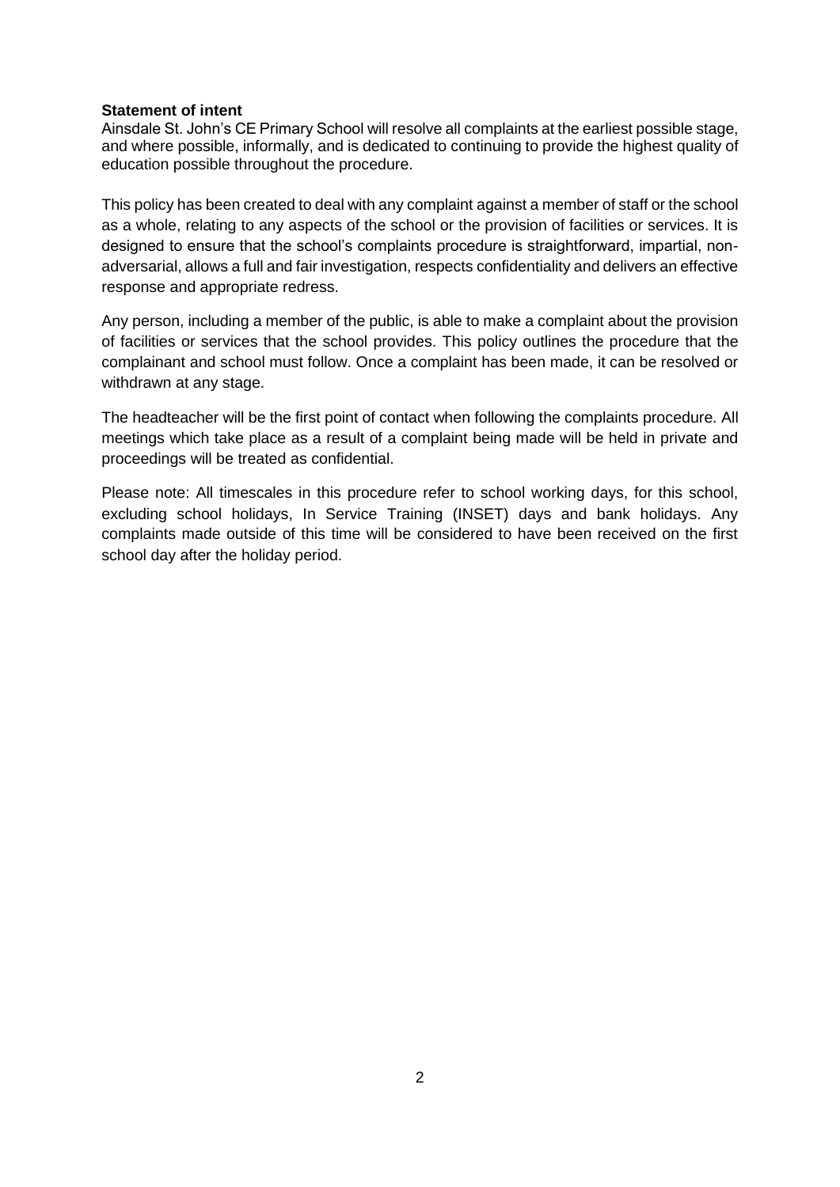**Statement of intent**

Ainsdale St. John's CE Primary School will resolve all complaints at the earliest possible stage, and where possible, informally, and is dedicated to continuing to provide the highest quality of education possible throughout the procedure.

This policy has been created to deal with any complaint against a member of staff or the school as a whole, relating to any aspects of the school or the provision of facilities or services. It is designed to ensure that the school's complaints procedure is straightforward, impartial, non-adversarial, allows a full and fair investigation, respects confidentiality and delivers an effective response and appropriate redress.

Any person, including a member of the public, is able to make a complaint about the provision of facilities or services that the school provides. This policy outlines the procedure that the complainant and school must follow. Once a complaint has been made, it can be resolved or withdrawn at any stage.

The headteacher will be the first point of contact when following the complaints procedure. All meetings which take place as a result of a complaint being made will be held in private and proceedings will be treated as confidential.

Please note: All timescales in this procedure refer to school working days, for this school, excluding school holidays, In Service Training (INSET) days and bank holidays. Any complaints made outside of this time will be considered to have been received on the first school day after the holiday period.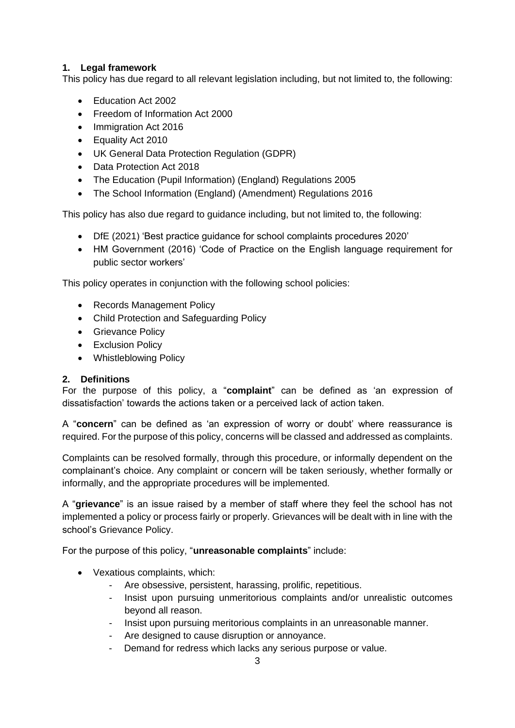## 1. Legal framework

This policy has due regard to all relevant legislation including, but not limited to, the following:

- Education Act 2002
- Freedom of Information Act 2000
- Immigration Act 2016
- Equality Act 2010
- UK General Data Protection Regulation (GDPR)
- Data Protection Act 2018
- The Education (Pupil Information) (England) Regulations 2005
- The School Information (England) (Amendment) Regulations 2016

This policy has also due regard to guidance including, but not limited to, the following:

- DfE (2021) 'Best practice guidance for school complaints procedures 2020'
- HM Government (2016) 'Code of Practice on the English language requirement for public sector workers'

This policy operates in conjunction with the following school policies:

- Records Management Policy
- Child Protection and Safeguarding Policy
- Grievance Policy
- Exclusion Policy
- Whistleblowing Policy

## 2. Definitions

For the purpose of this policy, a "**complaint**" can be defined as 'an expression of dissatisfaction' towards the actions taken or a perceived lack of action taken.

A "**concern**" can be defined as 'an expression of worry or doubt' where reassurance is required. For the purpose of this policy, concerns will be classed and addressed as complaints.

Complaints can be resolved formally, through this procedure, or informally dependent on the complainant's choice. Any complaint or concern will be taken seriously, whether formally or informally, and the appropriate procedures will be implemented.

A "**grievance**" is an issue raised by a member of staff where they feel the school has not implemented a policy or process fairly or properly. Grievances will be dealt with in line with the school's Grievance Policy.

For the purpose of this policy, "**unreasonable complaints**" include:

- Vexatious complaints, which:
  - Are obsessive, persistent, harassing, prolific, repetitious.
  - Insist upon pursuing unmeritorious complaints and/or unrealistic outcomes beyond all reason.
  - Insist upon pursuing meritorious complaints in an unreasonable manner.
  - Are designed to cause disruption or annoyance.
  - Demand for redress which lacks any serious purpose or value.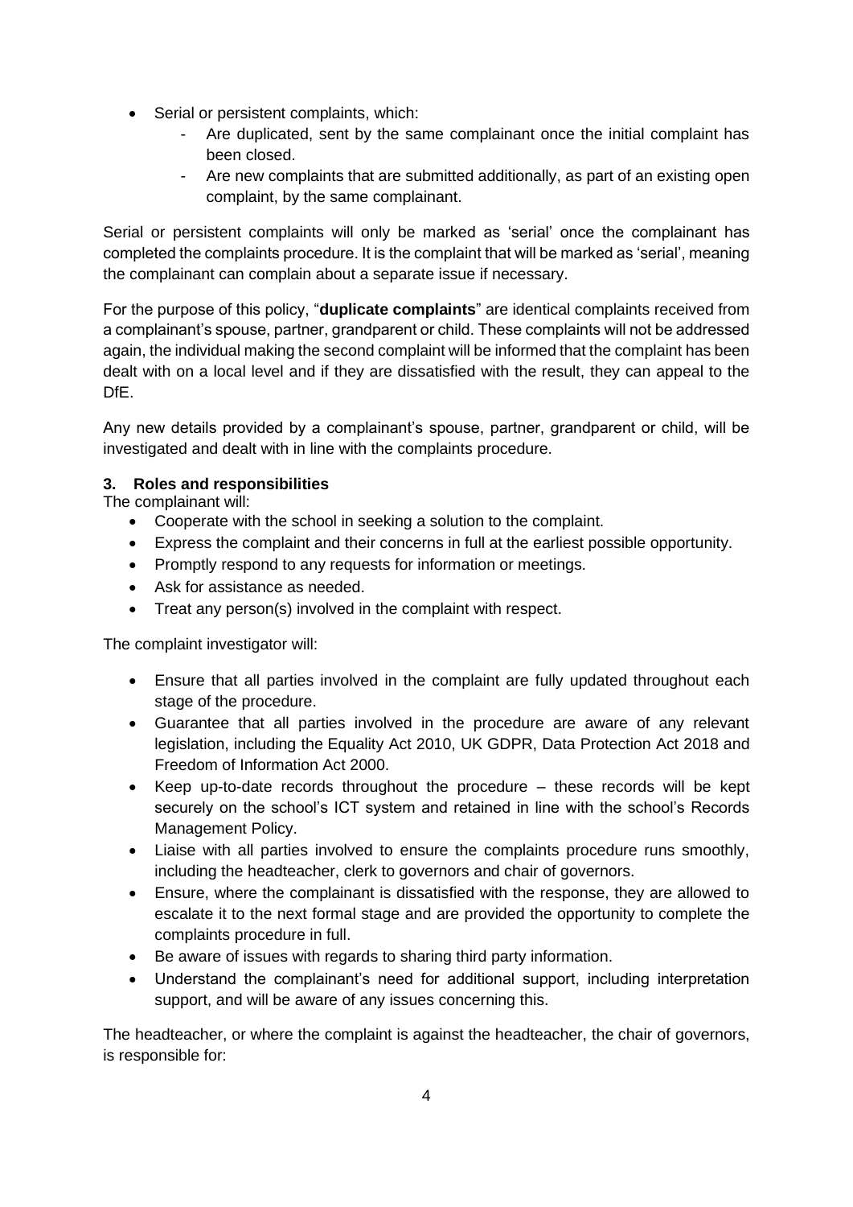- Serial or persistent complaints, which:
  - Are duplicated, sent by the same complainant once the initial complaint has been closed.
  - Are new complaints that are submitted additionally, as part of an existing open complaint, by the same complainant.

Serial or persistent complaints will only be marked as 'serial' once the complainant has completed the complaints procedure. It is the complaint that will be marked as 'serial', meaning the complainant can complain about a separate issue if necessary.

For the purpose of this policy, "**duplicate complaints**" are identical complaints received from a complainant's spouse, partner, grandparent or child. These complaints will not be addressed again, the individual making the second complaint will be informed that the complaint has been dealt with on a local level and if they are dissatisfied with the result, they can appeal to the DfE.

Any new details provided by a complainant's spouse, partner, grandparent or child, will be investigated and dealt with in line with the complaints procedure.

### 3. Roles and responsibilities

The complainant will:

- Cooperate with the school in seeking a solution to the complaint.
- Express the complaint and their concerns in full at the earliest possible opportunity.
- Promptly respond to any requests for information or meetings.
- Ask for assistance as needed.
- Treat any person(s) involved in the complaint with respect.

The complaint investigator will:

- Ensure that all parties involved in the complaint are fully updated throughout each stage of the procedure.
- Guarantee that all parties involved in the procedure are aware of any relevant legislation, including the Equality Act 2010, UK GDPR, Data Protection Act 2018 and Freedom of Information Act 2000.
- Keep up-to-date records throughout the procedure – these records will be kept securely on the school's ICT system and retained in line with the school's Records Management Policy.
- Liaise with all parties involved to ensure the complaints procedure runs smoothly, including the headteacher, clerk to governors and chair of governors.
- Ensure, where the complainant is dissatisfied with the response, they are allowed to escalate it to the next formal stage and are provided the opportunity to complete the complaints procedure in full.
- Be aware of issues with regards to sharing third party information.
- Understand the complainant's need for additional support, including interpretation support, and will be aware of any issues concerning this.

The headteacher, or where the complaint is against the headteacher, the chair of governors, is responsible for: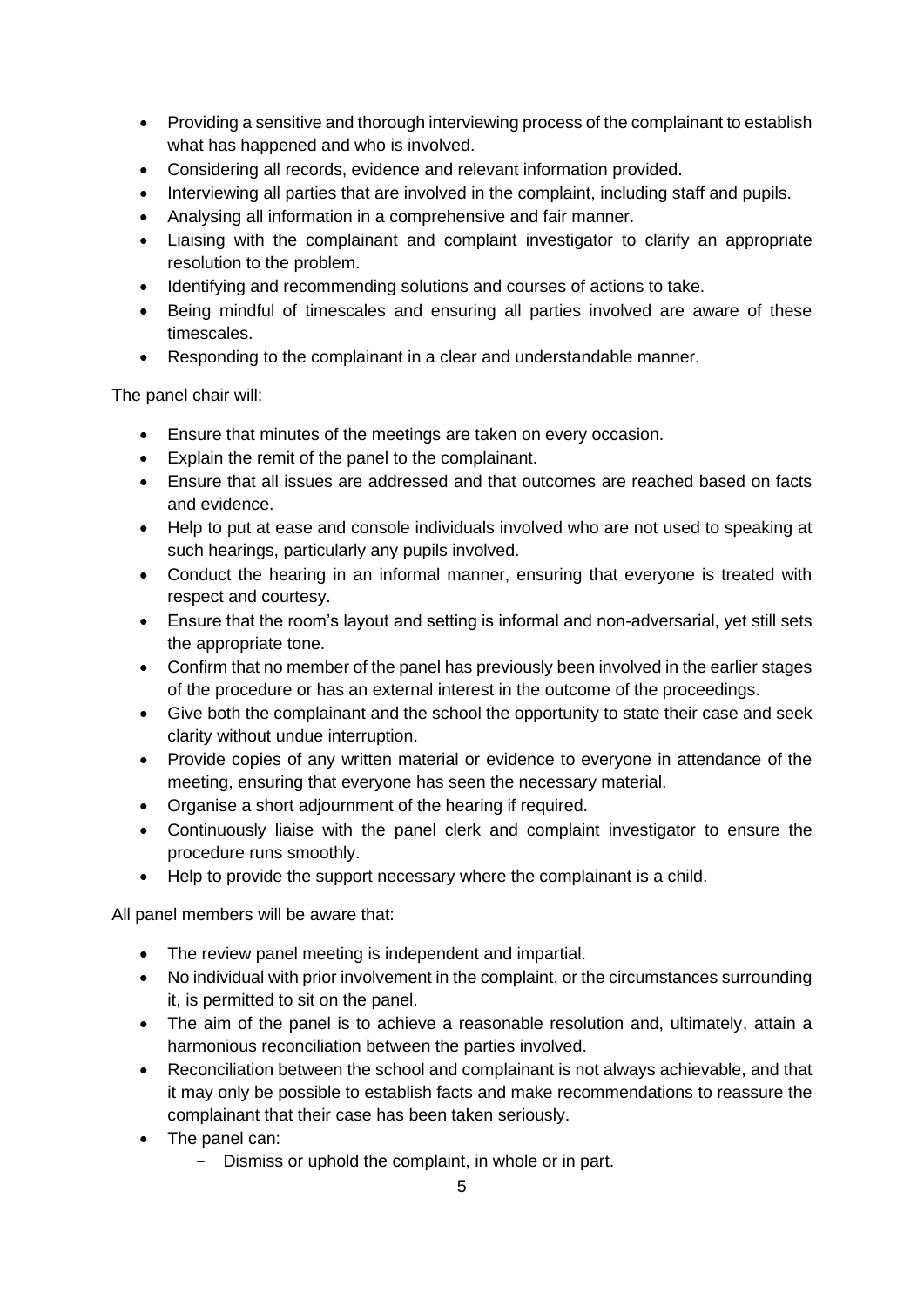- Providing a sensitive and thorough interviewing process of the complainant to establish what has happened and who is involved.
- Considering all records, evidence and relevant information provided.
- Interviewing all parties that are involved in the complaint, including staff and pupils.
- Analysing all information in a comprehensive and fair manner.
- Liaising with the complainant and complaint investigator to clarify an appropriate resolution to the problem.
- Identifying and recommending solutions and courses of actions to take.
- Being mindful of timescales and ensuring all parties involved are aware of these timescales.
- Responding to the complainant in a clear and understandable manner.

The panel chair will:

- Ensure that minutes of the meetings are taken on every occasion.
- Explain the remit of the panel to the complainant.
- Ensure that all issues are addressed and that outcomes are reached based on facts and evidence.
- Help to put at ease and console individuals involved who are not used to speaking at such hearings, particularly any pupils involved.
- Conduct the hearing in an informal manner, ensuring that everyone is treated with respect and courtesy.
- Ensure that the room's layout and setting is informal and non-adversarial, yet still sets the appropriate tone.
- Confirm that no member of the panel has previously been involved in the earlier stages of the procedure or has an external interest in the outcome of the proceedings.
- Give both the complainant and the school the opportunity to state their case and seek clarity without undue interruption.
- Provide copies of any written material or evidence to everyone in attendance of the meeting, ensuring that everyone has seen the necessary material.
- Organise a short adjournment of the hearing if required.
- Continuously liaise with the panel clerk and complaint investigator to ensure the procedure runs smoothly.
- Help to provide the support necessary where the complainant is a child.

All panel members will be aware that:

- The review panel meeting is independent and impartial.
- No individual with prior involvement in the complaint, or the circumstances surrounding it, is permitted to sit on the panel.
- The aim of the panel is to achieve a reasonable resolution and, ultimately, attain a harmonious reconciliation between the parties involved.
- Reconciliation between the school and complainant is not always achievable, and that it may only be possible to establish facts and make recommendations to reassure the complainant that their case has been taken seriously.
- The panel can:
  - Dismiss or uphold the complaint, in whole or in part.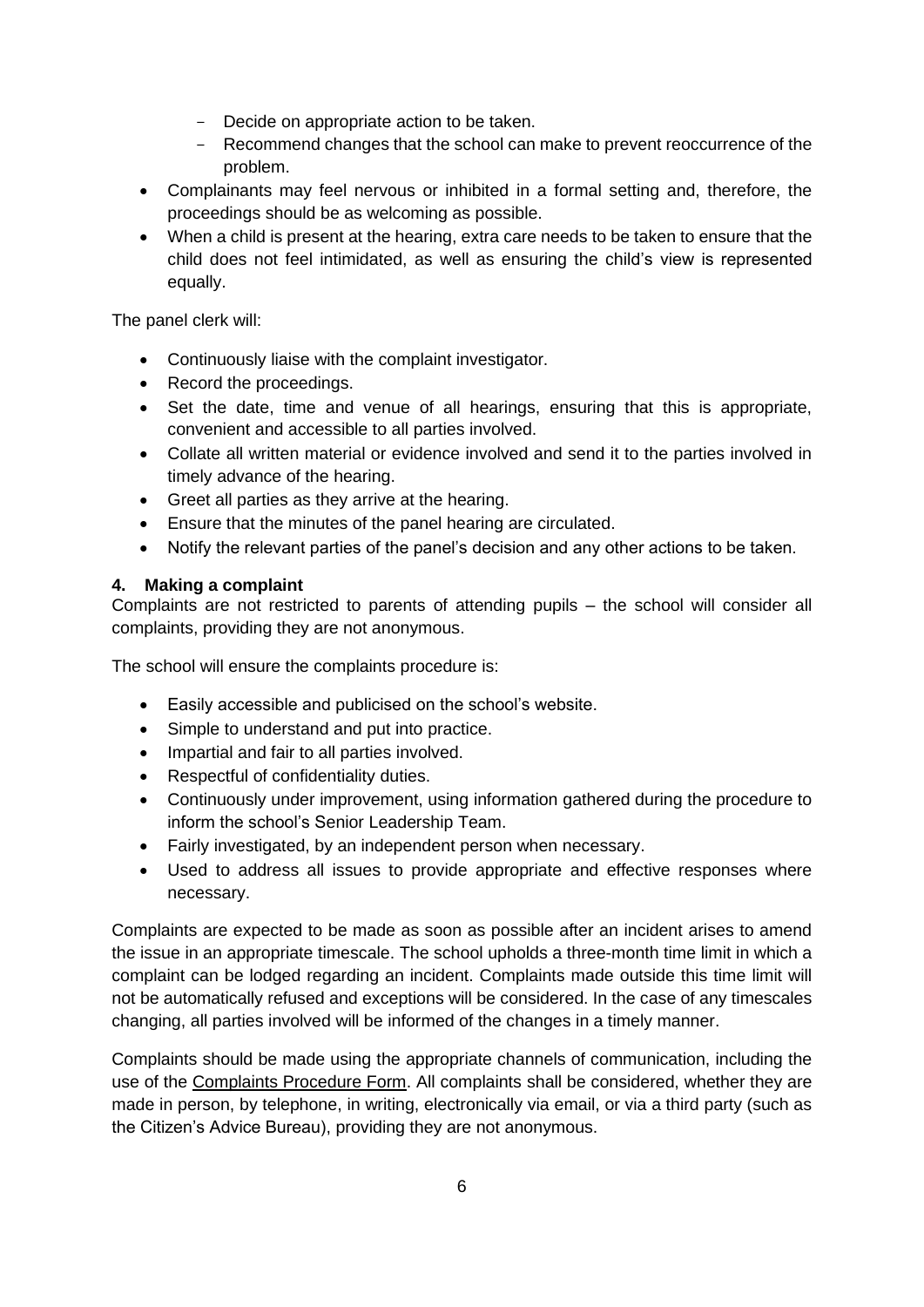- Decide on appropriate action to be taken.
  - Recommend changes that the school can make to prevent reoccurrence of the problem.
- Complainants may feel nervous or inhibited in a formal setting and, therefore, the proceedings should be as welcoming as possible.
- When a child is present at the hearing, extra care needs to be taken to ensure that the child does not feel intimidated, as well as ensuring the child's view is represented equally.

The panel clerk will:

- Continuously liaise with the complaint investigator.
- Record the proceedings.
- Set the date, time and venue of all hearings, ensuring that this is appropriate, convenient and accessible to all parties involved.
- Collate all written material or evidence involved and send it to the parties involved in timely advance of the hearing.
- Greet all parties as they arrive at the hearing.
- Ensure that the minutes of the panel hearing are circulated.
- Notify the relevant parties of the panel's decision and any other actions to be taken.

## 4. Making a complaint

Complaints are not restricted to parents of attending pupils – the school will consider all complaints, providing they are not anonymous.

The school will ensure the complaints procedure is:

- Easily accessible and publicised on the school's website.
- Simple to understand and put into practice.
- Impartial and fair to all parties involved.
- Respectful of confidentiality duties.
- Continuously under improvement, using information gathered during the procedure to inform the school's Senior Leadership Team.
- Fairly investigated, by an independent person when necessary.
- Used to address all issues to provide appropriate and effective responses where necessary.

Complaints are expected to be made as soon as possible after an incident arises to amend the issue in an appropriate timescale. The school upholds a three-month time limit in which a complaint can be lodged regarding an incident. Complaints made outside this time limit will not be automatically refused and exceptions will be considered. In the case of any timescales changing, all parties involved will be informed of the changes in a timely manner.

Complaints should be made using the appropriate channels of communication, including the use of the Complaints Procedure Form. All complaints shall be considered, whether they are made in person, by telephone, in writing, electronically via email, or via a third party (such as the Citizen's Advice Bureau), providing they are not anonymous.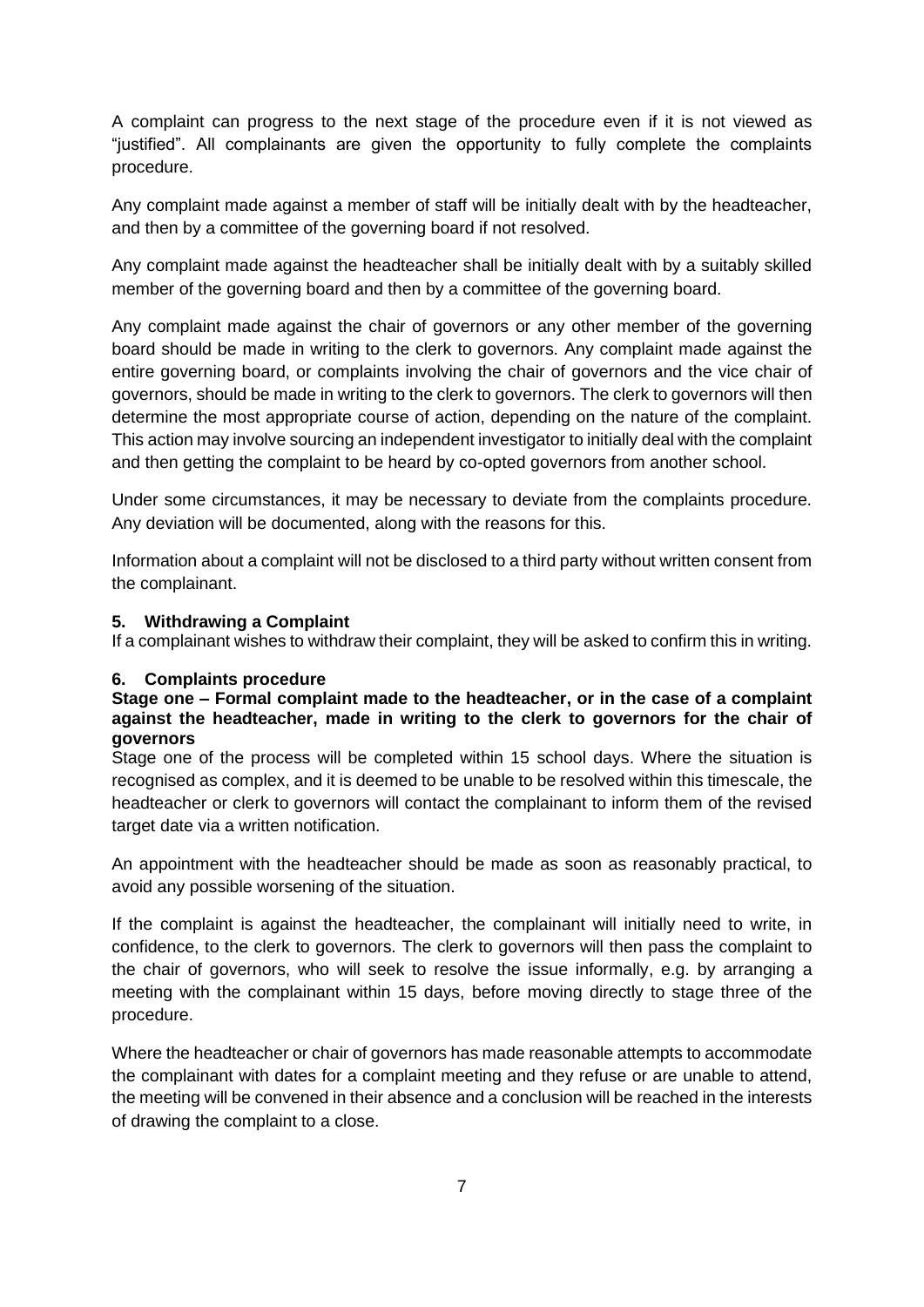A complaint can progress to the next stage of the procedure even if it is not viewed as "justified". All complainants are given the opportunity to fully complete the complaints procedure.

Any complaint made against a member of staff will be initially dealt with by the headteacher, and then by a committee of the governing board if not resolved.

Any complaint made against the headteacher shall be initially dealt with by a suitably skilled member of the governing board and then by a committee of the governing board.

Any complaint made against the chair of governors or any other member of the governing board should be made in writing to the clerk to governors. Any complaint made against the entire governing board, or complaints involving the chair of governors and the vice chair of governors, should be made in writing to the clerk to governors. The clerk to governors will then determine the most appropriate course of action, depending on the nature of the complaint. This action may involve sourcing an independent investigator to initially deal with the complaint and then getting the complaint to be heard by co-opted governors from another school.

Under some circumstances, it may be necessary to deviate from the complaints procedure. Any deviation will be documented, along with the reasons for this.

Information about a complaint will not be disclosed to a third party without written consent from the complainant.

## 5. Withdrawing a Complaint

If a complainant wishes to withdraw their complaint, they will be asked to confirm this in writing.

## 6. Complaints procedure

**Stage one – Formal complaint made to the headteacher, or in the case of a complaint against the headteacher, made in writing to the clerk to governors for the chair of governors**

Stage one of the process will be completed within 15 school days. Where the situation is recognised as complex, and it is deemed to be unable to be resolved within this timescale, the headteacher or clerk to governors will contact the complainant to inform them of the revised target date via a written notification.

An appointment with the headteacher should be made as soon as reasonably practical, to avoid any possible worsening of the situation.

If the complaint is against the headteacher, the complainant will initially need to write, in confidence, to the clerk to governors. The clerk to governors will then pass the complaint to the chair of governors, who will seek to resolve the issue informally, e.g. by arranging a meeting with the complainant within 15 days, before moving directly to stage three of the procedure.

Where the headteacher or chair of governors has made reasonable attempts to accommodate the complainant with dates for a complaint meeting and they refuse or are unable to attend, the meeting will be convened in their absence and a conclusion will be reached in the interests of drawing the complaint to a close.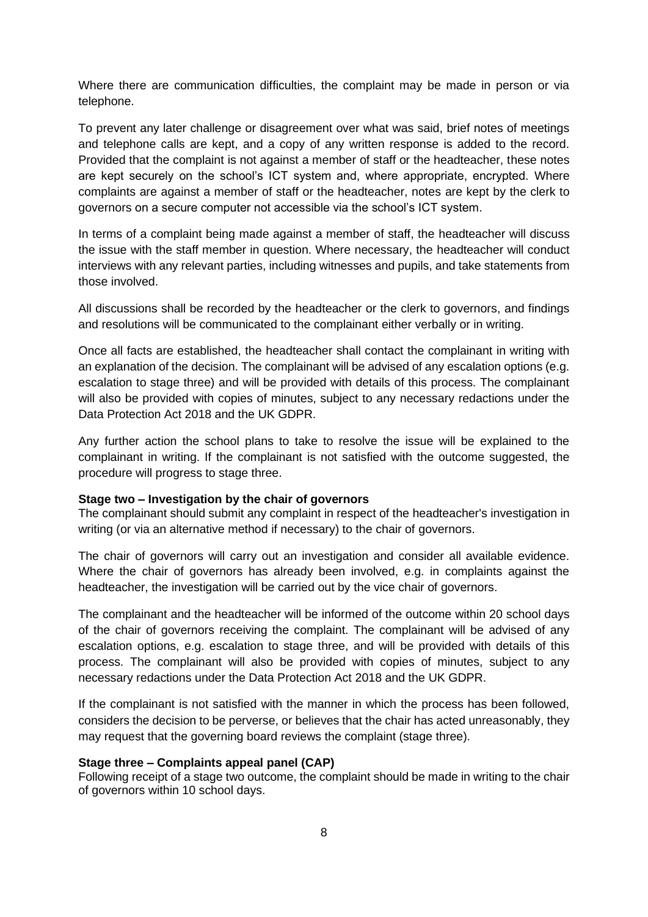Where there are communication difficulties, the complaint may be made in person or via telephone.

To prevent any later challenge or disagreement over what was said, brief notes of meetings and telephone calls are kept, and a copy of any written response is added to the record. Provided that the complaint is not against a member of staff or the headteacher, these notes are kept securely on the school's ICT system and, where appropriate, encrypted. Where complaints are against a member of staff or the headteacher, notes are kept by the clerk to governors on a secure computer not accessible via the school's ICT system.

In terms of a complaint being made against a member of staff, the headteacher will discuss the issue with the staff member in question. Where necessary, the headteacher will conduct interviews with any relevant parties, including witnesses and pupils, and take statements from those involved.

All discussions shall be recorded by the headteacher or the clerk to governors, and findings and resolutions will be communicated to the complainant either verbally or in writing.

Once all facts are established, the headteacher shall contact the complainant in writing with an explanation of the decision. The complainant will be advised of any escalation options (e.g. escalation to stage three) and will be provided with details of this process. The complainant will also be provided with copies of minutes, subject to any necessary redactions under the Data Protection Act 2018 and the UK GDPR.

Any further action the school plans to take to resolve the issue will be explained to the complainant in writing. If the complainant is not satisfied with the outcome suggested, the procedure will progress to stage three.

**Stage two – Investigation by the chair of governors**

The complainant should submit any complaint in respect of the headteacher's investigation in writing (or via an alternative method if necessary) to the chair of governors.

The chair of governors will carry out an investigation and consider all available evidence. Where the chair of governors has already been involved, e.g. in complaints against the headteacher, the investigation will be carried out by the vice chair of governors.

The complainant and the headteacher will be informed of the outcome within 20 school days of the chair of governors receiving the complaint. The complainant will be advised of any escalation options, e.g. escalation to stage three, and will be provided with details of this process. The complainant will also be provided with copies of minutes, subject to any necessary redactions under the Data Protection Act 2018 and the UK GDPR.

If the complainant is not satisfied with the manner in which the process has been followed, considers the decision to be perverse, or believes that the chair has acted unreasonably, they may request that the governing board reviews the complaint (stage three).

**Stage three – Complaints appeal panel (CAP)**

Following receipt of a stage two outcome, the complaint should be made in writing to the chair of governors within 10 school days.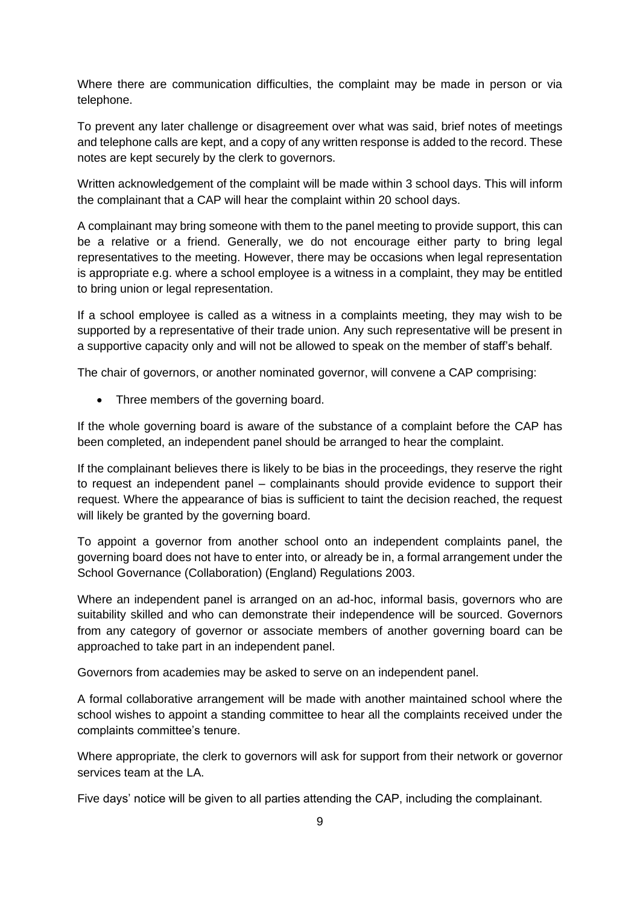Where there are communication difficulties, the complaint may be made in person or via telephone.

To prevent any later challenge or disagreement over what was said, brief notes of meetings and telephone calls are kept, and a copy of any written response is added to the record. These notes are kept securely by the clerk to governors.

Written acknowledgement of the complaint will be made within 3 school days. This will inform the complainant that a CAP will hear the complaint within 20 school days.

A complainant may bring someone with them to the panel meeting to provide support, this can be a relative or a friend. Generally, we do not encourage either party to bring legal representatives to the meeting. However, there may be occasions when legal representation is appropriate e.g. where a school employee is a witness in a complaint, they may be entitled to bring union or legal representation.

If a school employee is called as a witness in a complaints meeting, they may wish to be supported by a representative of their trade union. Any such representative will be present in a supportive capacity only and will not be allowed to speak on the member of staff's behalf.

The chair of governors, or another nominated governor, will convene a CAP comprising:

- Three members of the governing board.

If the whole governing board is aware of the substance of a complaint before the CAP has been completed, an independent panel should be arranged to hear the complaint.

If the complainant believes there is likely to be bias in the proceedings, they reserve the right to request an independent panel – complainants should provide evidence to support their request. Where the appearance of bias is sufficient to taint the decision reached, the request will likely be granted by the governing board.

To appoint a governor from another school onto an independent complaints panel, the governing board does not have to enter into, or already be in, a formal arrangement under the School Governance (Collaboration) (England) Regulations 2003.

Where an independent panel is arranged on an ad-hoc, informal basis, governors who are suitability skilled and who can demonstrate their independence will be sourced. Governors from any category of governor or associate members of another governing board can be approached to take part in an independent panel.

Governors from academies may be asked to serve on an independent panel.

A formal collaborative arrangement will be made with another maintained school where the school wishes to appoint a standing committee to hear all the complaints received under the complaints committee's tenure.

Where appropriate, the clerk to governors will ask for support from their network or governor services team at the LA.

Five days' notice will be given to all parties attending the CAP, including the complainant.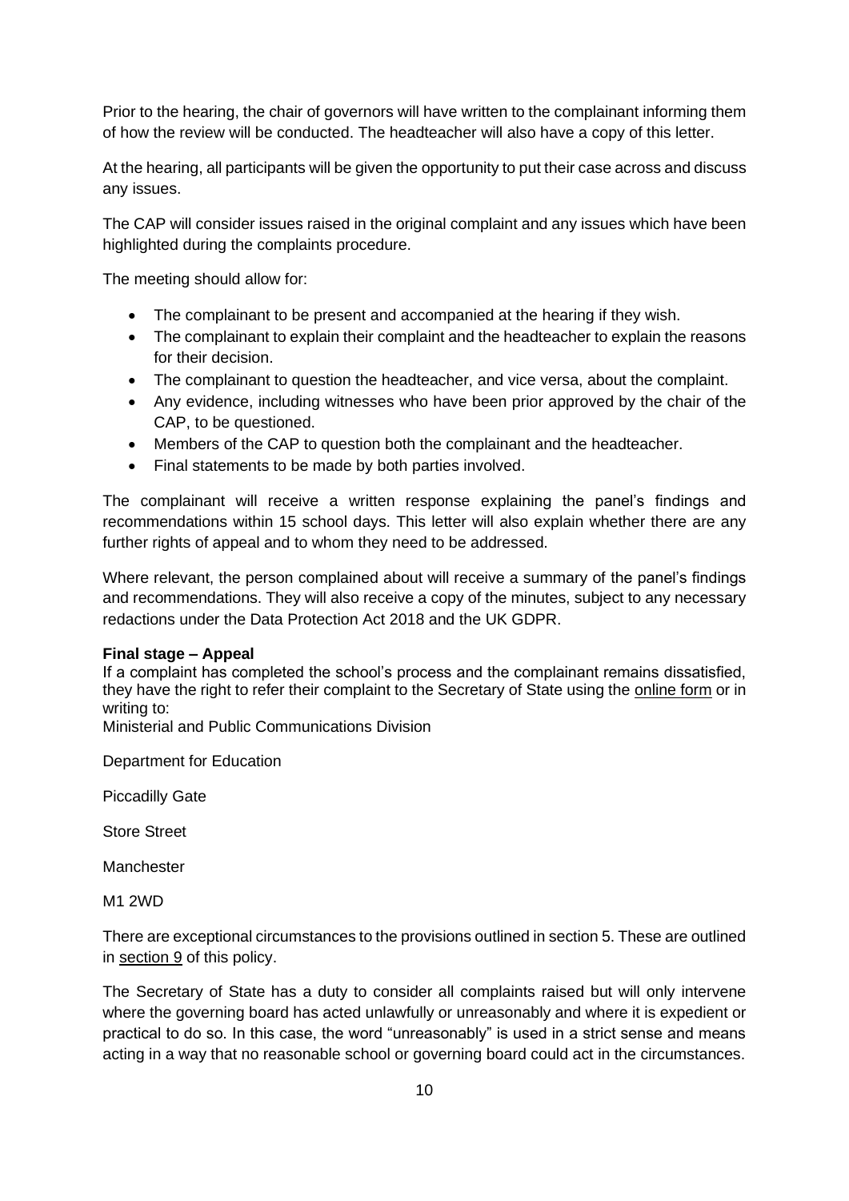Prior to the hearing, the chair of governors will have written to the complainant informing them of how the review will be conducted. The headteacher will also have a copy of this letter.

At the hearing, all participants will be given the opportunity to put their case across and discuss any issues.

The CAP will consider issues raised in the original complaint and any issues which have been highlighted during the complaints procedure.

The meeting should allow for:

- The complainant to be present and accompanied at the hearing if they wish.
- The complainant to explain their complaint and the headteacher to explain the reasons for their decision.
- The complainant to question the headteacher, and vice versa, about the complaint.
- Any evidence, including witnesses who have been prior approved by the chair of the CAP, to be questioned.
- Members of the CAP to question both the complainant and the headteacher.
- Final statements to be made by both parties involved.

The complainant will receive a written response explaining the panel's findings and recommendations within 15 school days. This letter will also explain whether there are any further rights of appeal and to whom they need to be addressed.

Where relevant, the person complained about will receive a summary of the panel's findings and recommendations. They will also receive a copy of the minutes, subject to any necessary redactions under the Data Protection Act 2018 and the UK GDPR.

**Final stage – Appeal**

If a complaint has completed the school's process and the complainant remains dissatisfied, they have the right to refer their complaint to the Secretary of State using the online form or in writing to:

Ministerial and Public Communications Division

Department for Education

Piccadilly Gate

Store Street

Manchester

M1 2WD

There are exceptional circumstances to the provisions outlined in section 5. These are outlined in section 9 of this policy.

The Secretary of State has a duty to consider all complaints raised but will only intervene where the governing board has acted unlawfully or unreasonably and where it is expedient or practical to do so. In this case, the word "unreasonably" is used in a strict sense and means acting in a way that no reasonable school or governing board could act in the circumstances.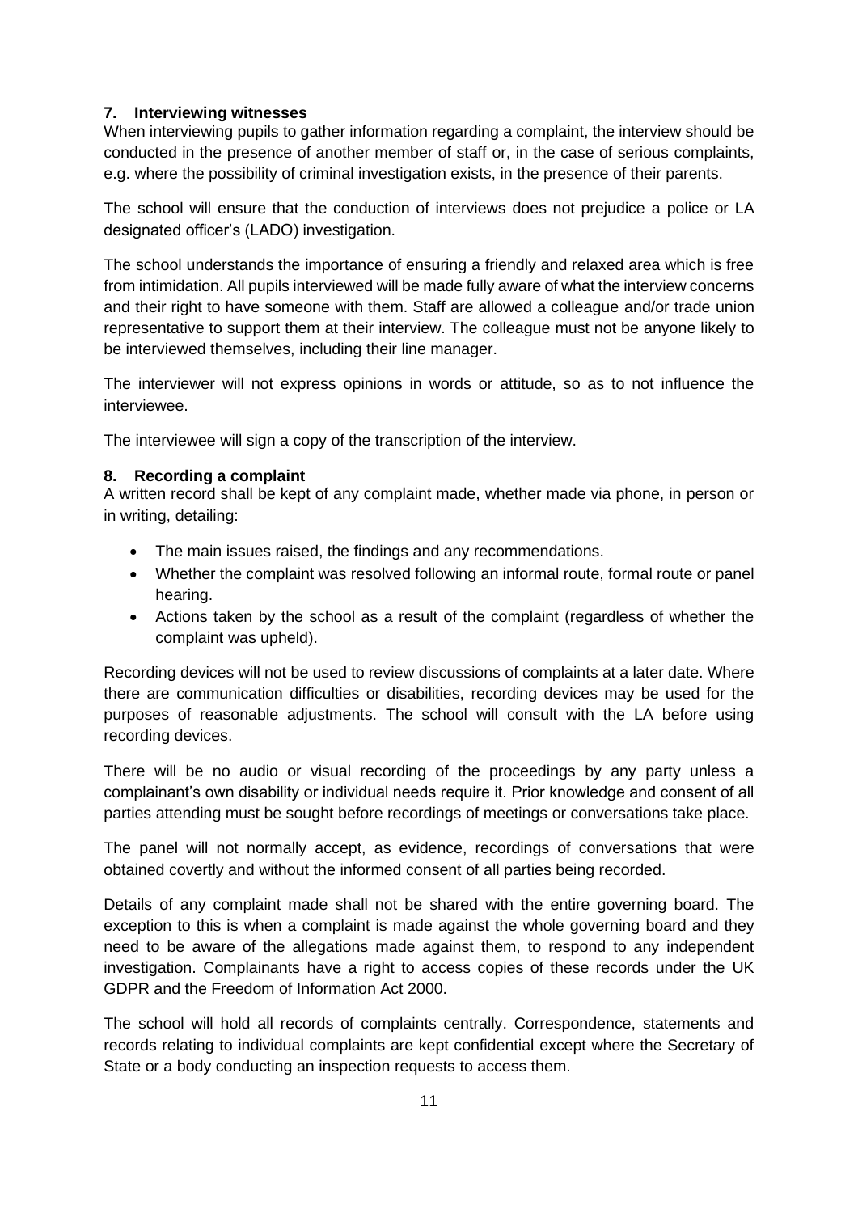## 7. Interviewing witnesses

When interviewing pupils to gather information regarding a complaint, the interview should be conducted in the presence of another member of staff or, in the case of serious complaints, e.g. where the possibility of criminal investigation exists, in the presence of their parents.

The school will ensure that the conduction of interviews does not prejudice a police or LA designated officer's (LADO) investigation.

The school understands the importance of ensuring a friendly and relaxed area which is free from intimidation. All pupils interviewed will be made fully aware of what the interview concerns and their right to have someone with them. Staff are allowed a colleague and/or trade union representative to support them at their interview. The colleague must not be anyone likely to be interviewed themselves, including their line manager.

The interviewer will not express opinions in words or attitude, so as to not influence the interviewee.

The interviewee will sign a copy of the transcription of the interview.

## 8. Recording a complaint

A written record shall be kept of any complaint made, whether made via phone, in person or in writing, detailing:

- The main issues raised, the findings and any recommendations.
- Whether the complaint was resolved following an informal route, formal route or panel hearing.
- Actions taken by the school as a result of the complaint (regardless of whether the complaint was upheld).

Recording devices will not be used to review discussions of complaints at a later date. Where there are communication difficulties or disabilities, recording devices may be used for the purposes of reasonable adjustments. The school will consult with the LA before using recording devices.

There will be no audio or visual recording of the proceedings by any party unless a complainant's own disability or individual needs require it. Prior knowledge and consent of all parties attending must be sought before recordings of meetings or conversations take place.

The panel will not normally accept, as evidence, recordings of conversations that were obtained covertly and without the informed consent of all parties being recorded.

Details of any complaint made shall not be shared with the entire governing board. The exception to this is when a complaint is made against the whole governing board and they need to be aware of the allegations made against them, to respond to any independent investigation. Complainants have a right to access copies of these records under the UK GDPR and the Freedom of Information Act 2000.

The school will hold all records of complaints centrally. Correspondence, statements and records relating to individual complaints are kept confidential except where the Secretary of State or a body conducting an inspection requests to access them.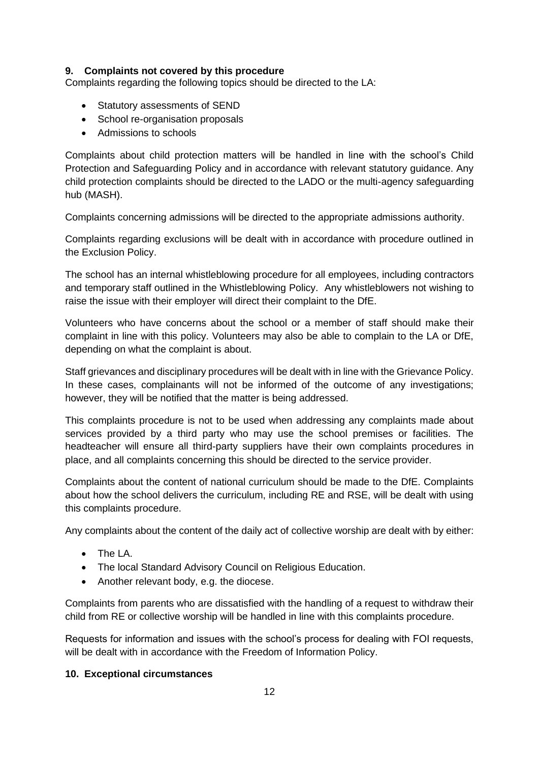## 9. Complaints not covered by this procedure

Complaints regarding the following topics should be directed to the LA:

- Statutory assessments of SEND
- School re-organisation proposals
- Admissions to schools

Complaints about child protection matters will be handled in line with the school's Child Protection and Safeguarding Policy and in accordance with relevant statutory guidance. Any child protection complaints should be directed to the LADO or the multi-agency safeguarding hub (MASH).

Complaints concerning admissions will be directed to the appropriate admissions authority.

Complaints regarding exclusions will be dealt with in accordance with procedure outlined in the Exclusion Policy.

The school has an internal whistleblowing procedure for all employees, including contractors and temporary staff outlined in the Whistleblowing Policy. Any whistleblowers not wishing to raise the issue with their employer will direct their complaint to the DfE.

Volunteers who have concerns about the school or a member of staff should make their complaint in line with this policy. Volunteers may also be able to complain to the LA or DfE, depending on what the complaint is about.

Staff grievances and disciplinary procedures will be dealt with in line with the Grievance Policy. In these cases, complainants will not be informed of the outcome of any investigations; however, they will be notified that the matter is being addressed.

This complaints procedure is not to be used when addressing any complaints made about services provided by a third party who may use the school premises or facilities. The headteacher will ensure all third-party suppliers have their own complaints procedures in place, and all complaints concerning this should be directed to the service provider.

Complaints about the content of national curriculum should be made to the DfE. Complaints about how the school delivers the curriculum, including RE and RSE, will be dealt with using this complaints procedure.

Any complaints about the content of the daily act of collective worship are dealt with by either:

- The LA.
- The local Standard Advisory Council on Religious Education.
- Another relevant body, e.g. the diocese.

Complaints from parents who are dissatisfied with the handling of a request to withdraw their child from RE or collective worship will be handled in line with this complaints procedure.

Requests for information and issues with the school's process for dealing with FOI requests, will be dealt with in accordance with the Freedom of Information Policy.

## 10. Exceptional circumstances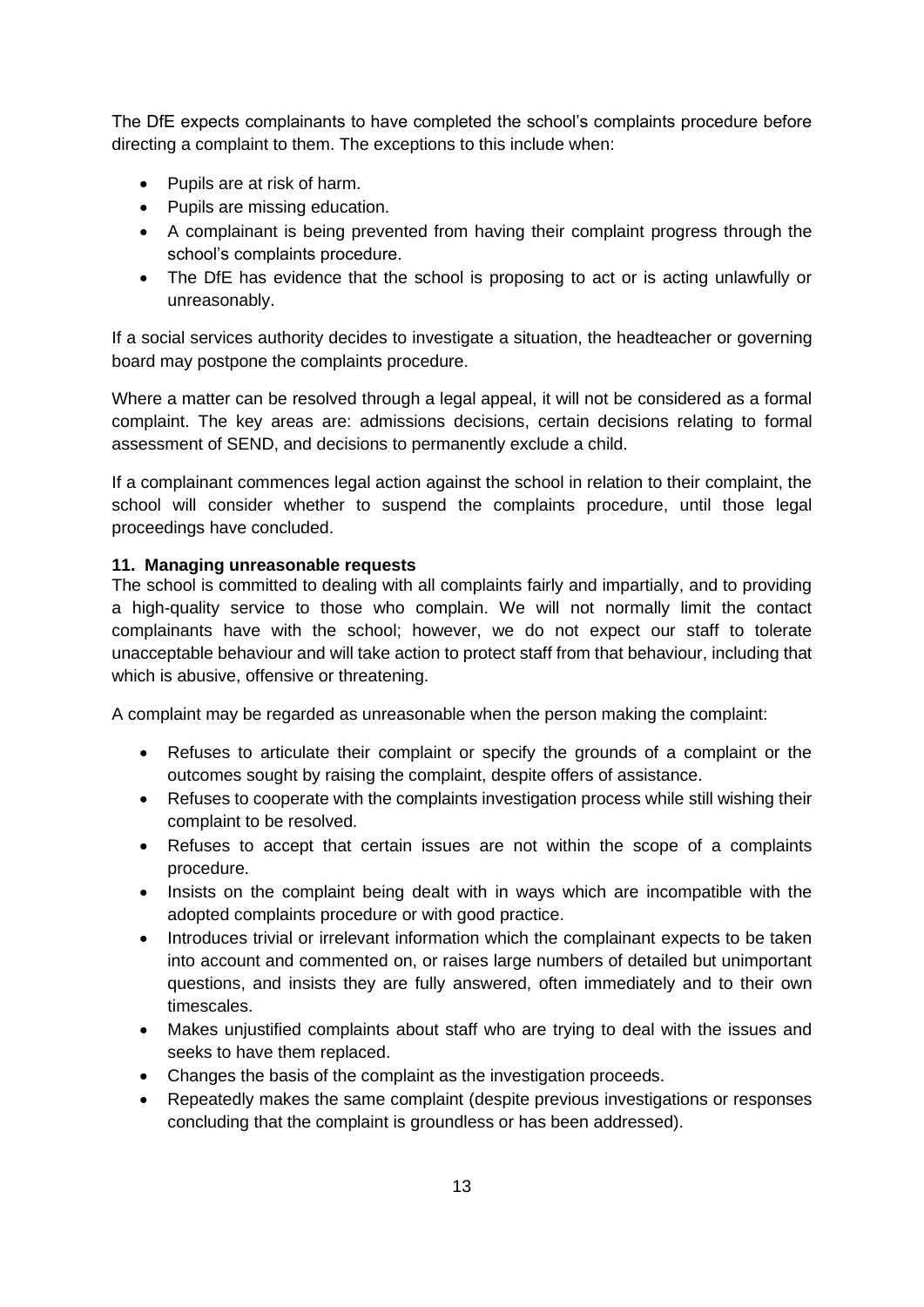The DfE expects complainants to have completed the school's complaints procedure before directing a complaint to them. The exceptions to this include when:

- Pupils are at risk of harm.
- Pupils are missing education.
- A complainant is being prevented from having their complaint progress through the school's complaints procedure.
- The DfE has evidence that the school is proposing to act or is acting unlawfully or unreasonably.

If a social services authority decides to investigate a situation, the headteacher or governing board may postpone the complaints procedure.

Where a matter can be resolved through a legal appeal, it will not be considered as a formal complaint. The key areas are: admissions decisions, certain decisions relating to formal assessment of SEND, and decisions to permanently exclude a child.

If a complainant commences legal action against the school in relation to their complaint, the school will consider whether to suspend the complaints procedure, until those legal proceedings have concluded.

**11. Managing unreasonable requests**

The school is committed to dealing with all complaints fairly and impartially, and to providing a high-quality service to those who complain. We will not normally limit the contact complainants have with the school; however, we do not expect our staff to tolerate unacceptable behaviour and will take action to protect staff from that behaviour, including that which is abusive, offensive or threatening.

A complaint may be regarded as unreasonable when the person making the complaint:

- Refuses to articulate their complaint or specify the grounds of a complaint or the outcomes sought by raising the complaint, despite offers of assistance.
- Refuses to cooperate with the complaints investigation process while still wishing their complaint to be resolved.
- Refuses to accept that certain issues are not within the scope of a complaints procedure.
- Insists on the complaint being dealt with in ways which are incompatible with the adopted complaints procedure or with good practice.
- Introduces trivial or irrelevant information which the complainant expects to be taken into account and commented on, or raises large numbers of detailed but unimportant questions, and insists they are fully answered, often immediately and to their own timescales.
- Makes unjustified complaints about staff who are trying to deal with the issues and seeks to have them replaced.
- Changes the basis of the complaint as the investigation proceeds.
- Repeatedly makes the same complaint (despite previous investigations or responses concluding that the complaint is groundless or has been addressed).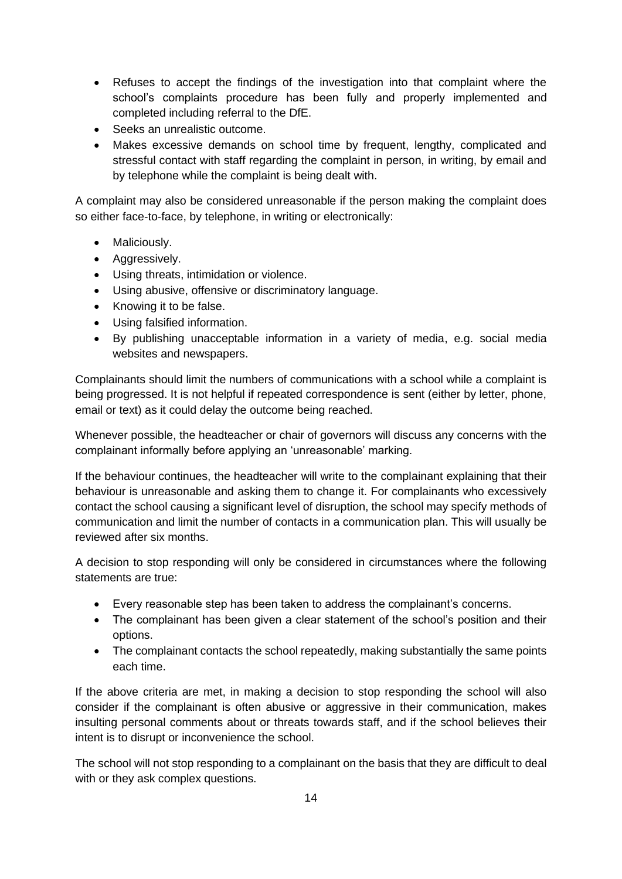- Refuses to accept the findings of the investigation into that complaint where the school's complaints procedure has been fully and properly implemented and completed including referral to the DfE.
- Seeks an unrealistic outcome.
- Makes excessive demands on school time by frequent, lengthy, complicated and stressful contact with staff regarding the complaint in person, in writing, by email and by telephone while the complaint is being dealt with.

A complaint may also be considered unreasonable if the person making the complaint does so either face-to-face, by telephone, in writing or electronically:

- Maliciously.
- Aggressively.
- Using threats, intimidation or violence.
- Using abusive, offensive or discriminatory language.
- Knowing it to be false.
- Using falsified information.
- By publishing unacceptable information in a variety of media, e.g. social media websites and newspapers.

Complainants should limit the numbers of communications with a school while a complaint is being progressed. It is not helpful if repeated correspondence is sent (either by letter, phone, email or text) as it could delay the outcome being reached.

Whenever possible, the headteacher or chair of governors will discuss any concerns with the complainant informally before applying an 'unreasonable' marking.

If the behaviour continues, the headteacher will write to the complainant explaining that their behaviour is unreasonable and asking them to change it. For complainants who excessively contact the school causing a significant level of disruption, the school may specify methods of communication and limit the number of contacts in a communication plan. This will usually be reviewed after six months.

A decision to stop responding will only be considered in circumstances where the following statements are true:

- Every reasonable step has been taken to address the complainant's concerns.
- The complainant has been given a clear statement of the school's position and their options.
- The complainant contacts the school repeatedly, making substantially the same points each time.

If the above criteria are met, in making a decision to stop responding the school will also consider if the complainant is often abusive or aggressive in their communication, makes insulting personal comments about or threats towards staff, and if the school believes their intent is to disrupt or inconvenience the school.

The school will not stop responding to a complainant on the basis that they are difficult to deal with or they ask complex questions.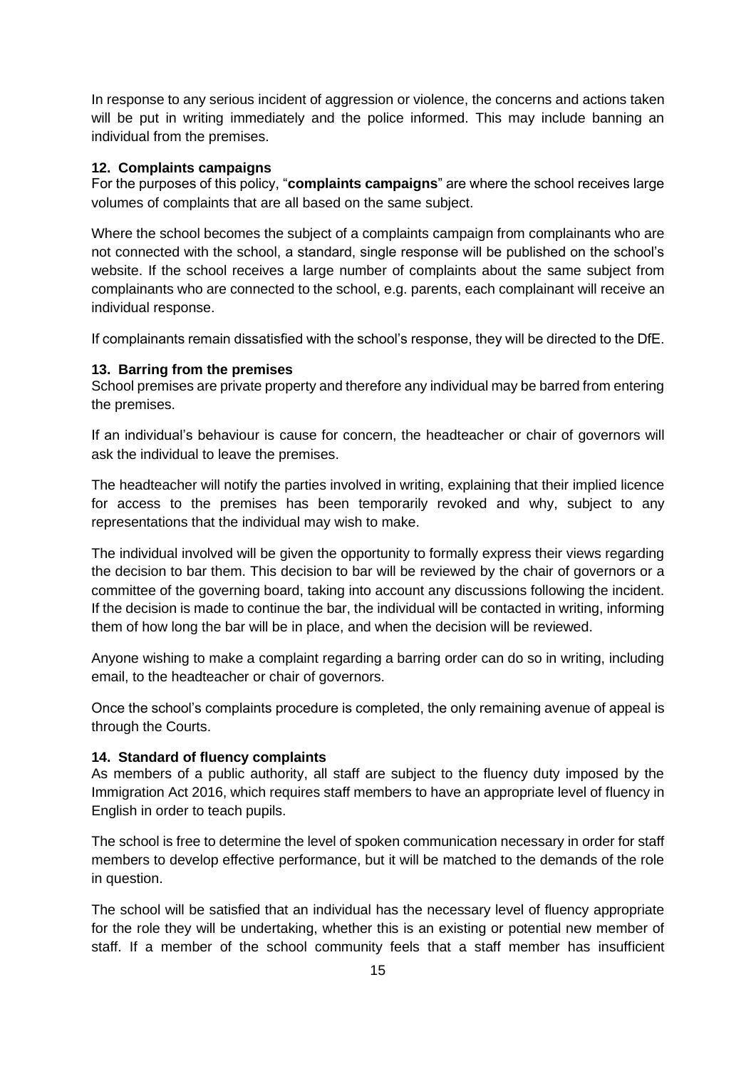In response to any serious incident of aggression or violence, the concerns and actions taken will be put in writing immediately and the police informed. This may include banning an individual from the premises.

### 12. Complaints campaigns

For the purposes of this policy, "**complaints campaigns**" are where the school receives large volumes of complaints that are all based on the same subject.

Where the school becomes the subject of a complaints campaign from complainants who are not connected with the school, a standard, single response will be published on the school's website. If the school receives a large number of complaints about the same subject from complainants who are connected to the school, e.g. parents, each complainant will receive an individual response.

If complainants remain dissatisfied with the school's response, they will be directed to the DfE.

### 13. Barring from the premises

School premises are private property and therefore any individual may be barred from entering the premises.

If an individual's behaviour is cause for concern, the headteacher or chair of governors will ask the individual to leave the premises.

The headteacher will notify the parties involved in writing, explaining that their implied licence for access to the premises has been temporarily revoked and why, subject to any representations that the individual may wish to make.

The individual involved will be given the opportunity to formally express their views regarding the decision to bar them. This decision to bar will be reviewed by the chair of governors or a committee of the governing board, taking into account any discussions following the incident. If the decision is made to continue the bar, the individual will be contacted in writing, informing them of how long the bar will be in place, and when the decision will be reviewed.

Anyone wishing to make a complaint regarding a barring order can do so in writing, including email, to the headteacher or chair of governors.

Once the school's complaints procedure is completed, the only remaining avenue of appeal is through the Courts.

### 14. Standard of fluency complaints

As members of a public authority, all staff are subject to the fluency duty imposed by the Immigration Act 2016, which requires staff members to have an appropriate level of fluency in English in order to teach pupils.

The school is free to determine the level of spoken communication necessary in order for staff members to develop effective performance, but it will be matched to the demands of the role in question.

The school will be satisfied that an individual has the necessary level of fluency appropriate for the role they will be undertaking, whether this is an existing or potential new member of staff. If a member of the school community feels that a staff member has insufficient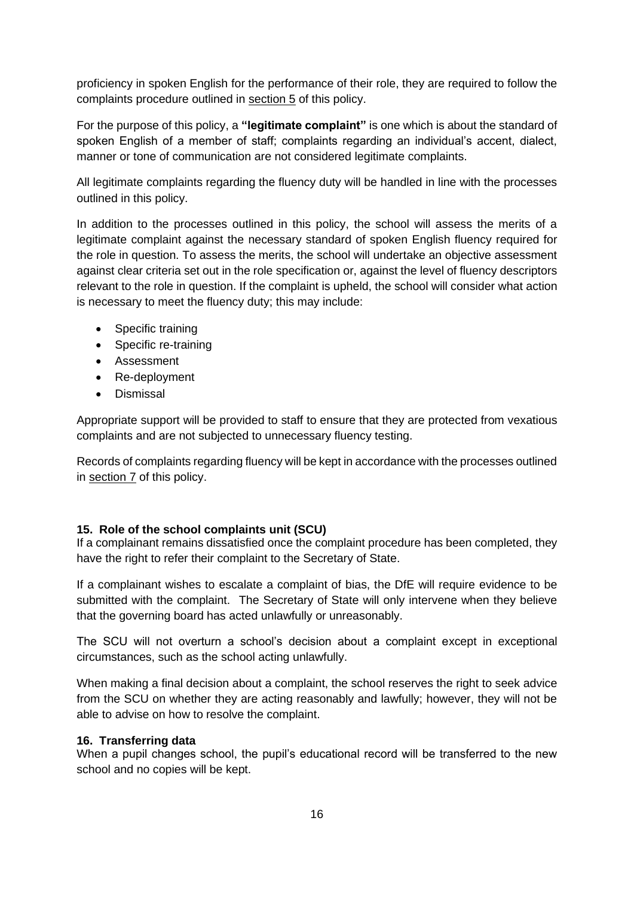proficiency in spoken English for the performance of their role, they are required to follow the complaints procedure outlined in section 5 of this policy.

For the purpose of this policy, a **"legitimate complaint"** is one which is about the standard of spoken English of a member of staff; complaints regarding an individual's accent, dialect, manner or tone of communication are not considered legitimate complaints.

All legitimate complaints regarding the fluency duty will be handled in line with the processes outlined in this policy.

In addition to the processes outlined in this policy, the school will assess the merits of a legitimate complaint against the necessary standard of spoken English fluency required for the role in question. To assess the merits, the school will undertake an objective assessment against clear criteria set out in the role specification or, against the level of fluency descriptors relevant to the role in question. If the complaint is upheld, the school will consider what action is necessary to meet the fluency duty; this may include:

- Specific training
- Specific re-training
- Assessment
- Re-deployment
- Dismissal

Appropriate support will be provided to staff to ensure that they are protected from vexatious complaints and are not subjected to unnecessary fluency testing.

Records of complaints regarding fluency will be kept in accordance with the processes outlined in section 7 of this policy.

**15. Role of the school complaints unit (SCU)**

If a complainant remains dissatisfied once the complaint procedure has been completed, they have the right to refer their complaint to the Secretary of State.

If a complainant wishes to escalate a complaint of bias, the DfE will require evidence to be submitted with the complaint. The Secretary of State will only intervene when they believe that the governing board has acted unlawfully or unreasonably.

The SCU will not overturn a school's decision about a complaint except in exceptional circumstances, such as the school acting unlawfully.

When making a final decision about a complaint, the school reserves the right to seek advice from the SCU on whether they are acting reasonably and lawfully; however, they will not be able to advise on how to resolve the complaint.

**16. Transferring data**

When a pupil changes school, the pupil's educational record will be transferred to the new school and no copies will be kept.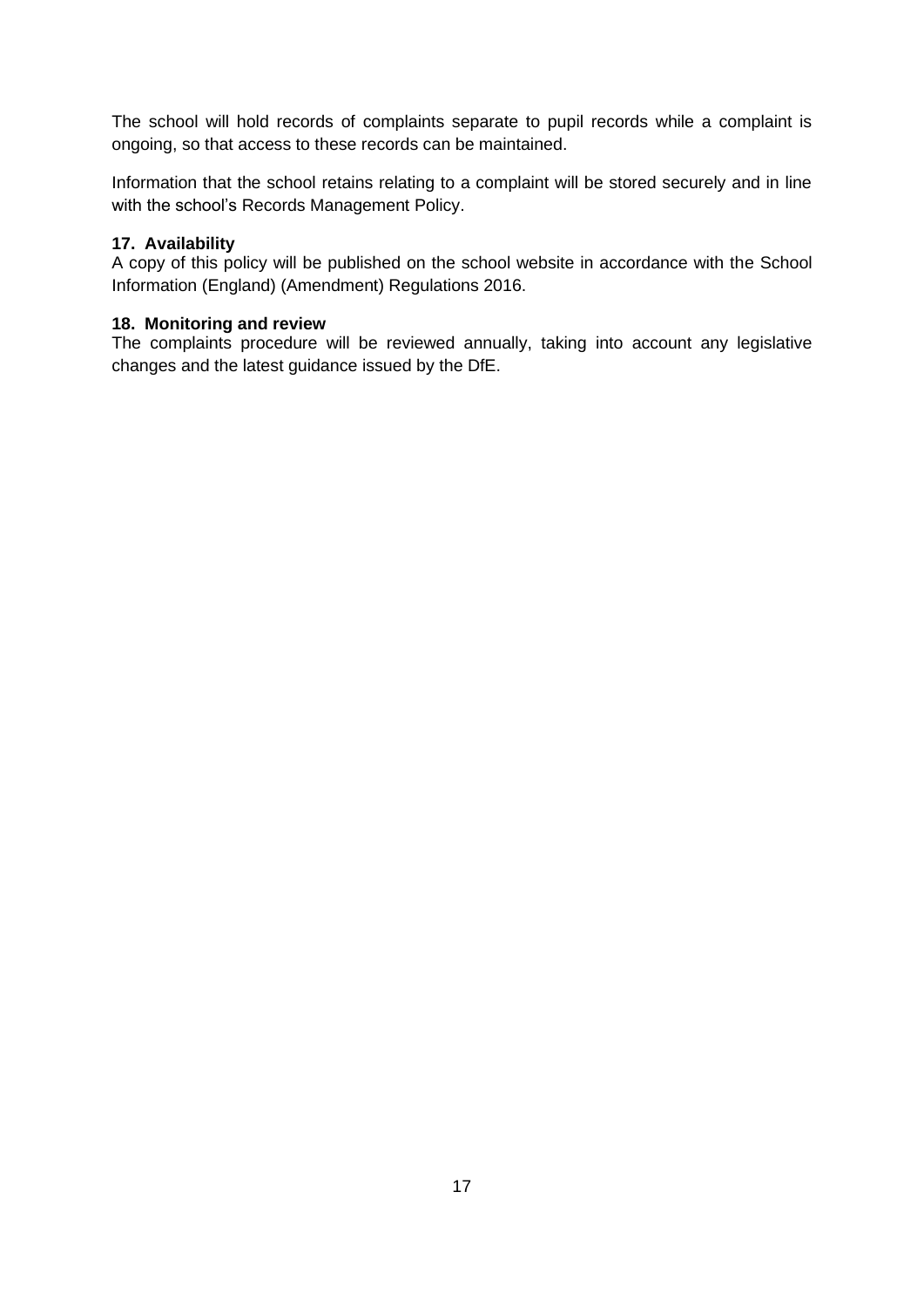The school will hold records of complaints separate to pupil records while a complaint is ongoing, so that access to these records can be maintained.

Information that the school retains relating to a complaint will be stored securely and in line with the school's Records Management Policy.

**17. Availability**

A copy of this policy will be published on the school website in accordance with the School Information (England) (Amendment) Regulations 2016.

**18. Monitoring and review**

The complaints procedure will be reviewed annually, taking into account any legislative changes and the latest guidance issued by the DfE.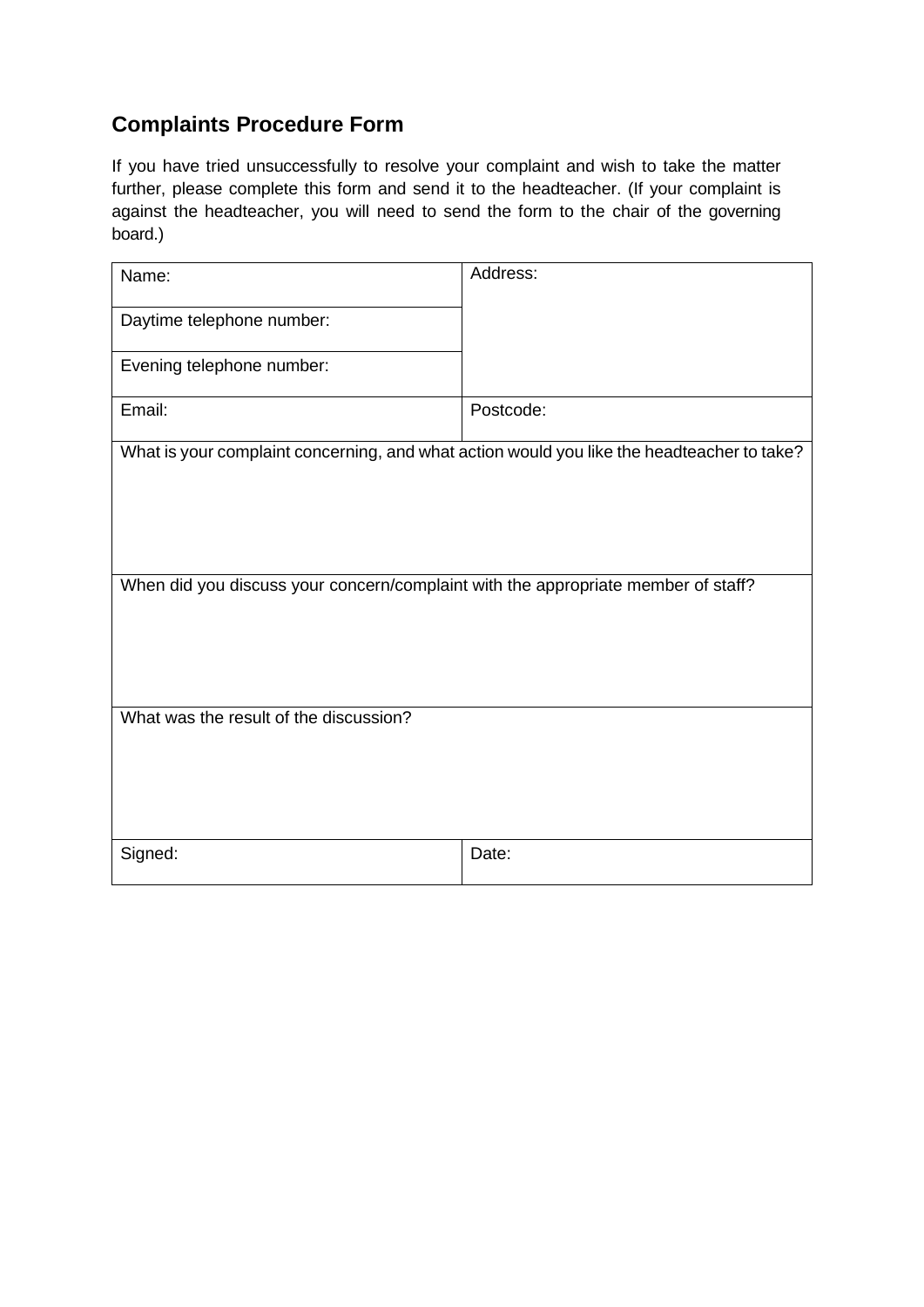## Complaints Procedure Form

If you have tried unsuccessfully to resolve your complaint and wish to take the matter further, please complete this form and send it to the headteacher. (If your complaint is against the headteacher, you will need to send the form to the chair of the governing board.)

| Name: | Address: |
|---|---|
| Daytime telephone number: | |
| Evening telephone number: | |
| Email: | Postcode: |
| What is your complaint concerning, and what action would you like the headteacher to take? | |
| When did you discuss your concern/complaint with the appropriate member of staff? | |
| What was the result of the discussion? | |
| Signed: | Date: |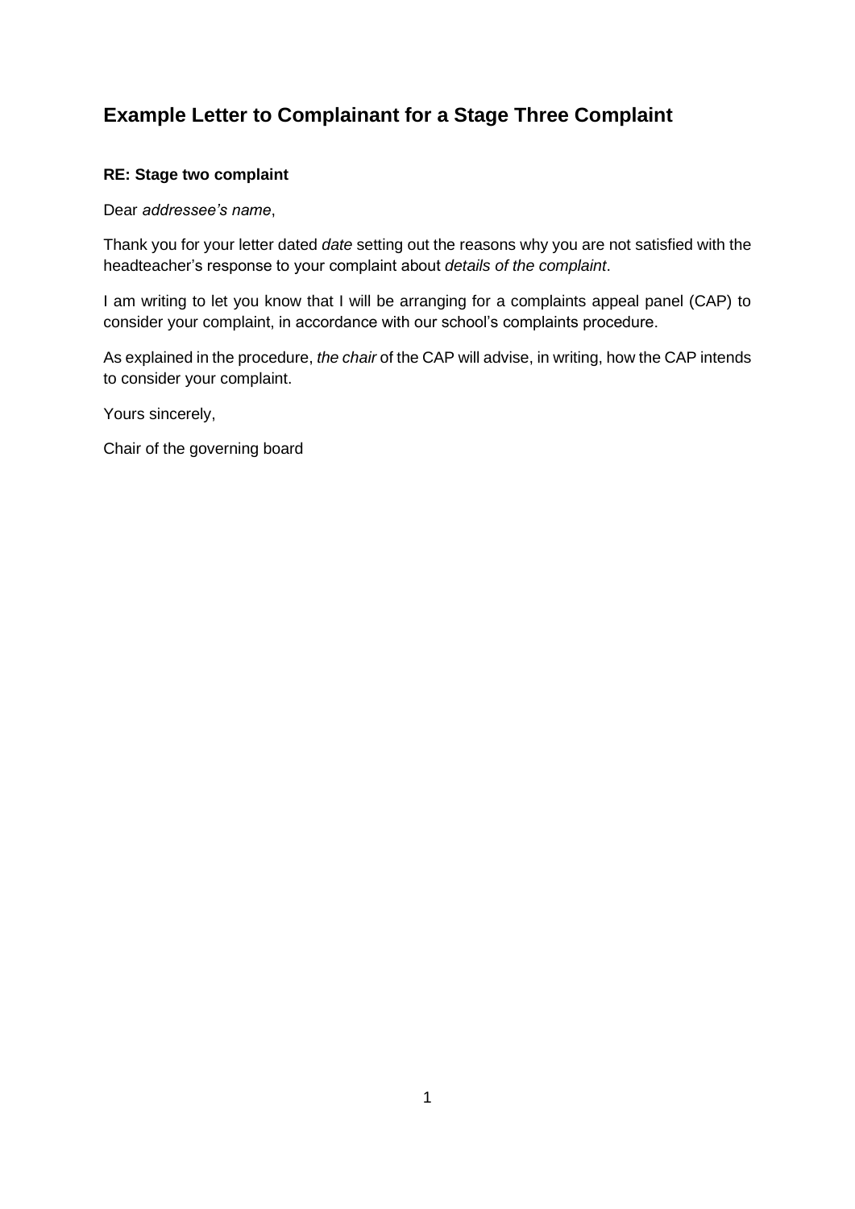## Example Letter to Complainant for a Stage Three Complaint

**RE: Stage two complaint**

Dear *addressee's name*,

Thank you for your letter dated *date* setting out the reasons why you are not satisfied with the headteacher's response to your complaint about *details of the complaint*.

I am writing to let you know that I will be arranging for a complaints appeal panel (CAP) to consider your complaint, in accordance with our school's complaints procedure.

As explained in the procedure, *the chair* of the CAP will advise, in writing, how the CAP intends to consider your complaint.

Yours sincerely,

Chair of the governing board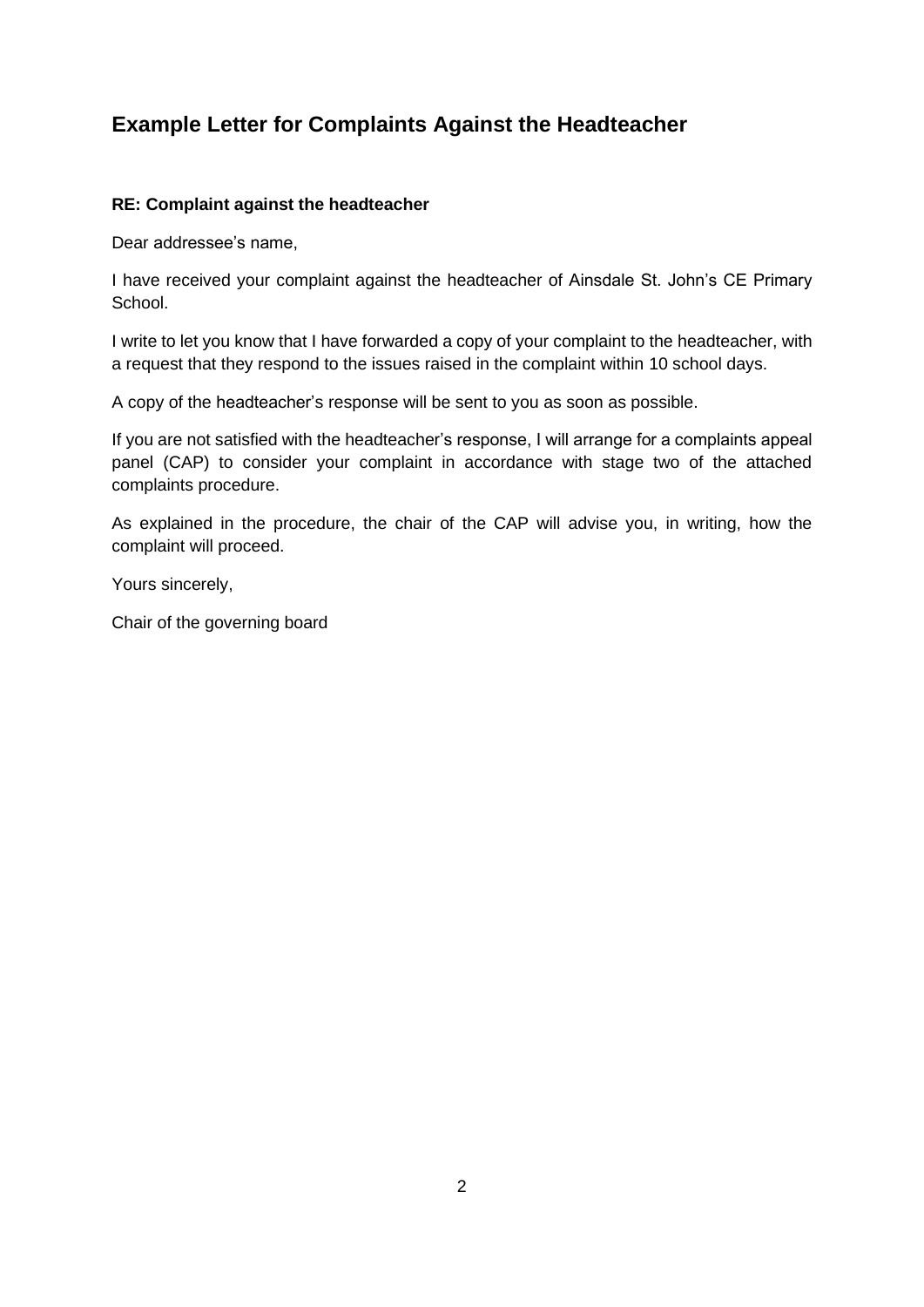## Example Letter for Complaints Against the Headteacher

**RE: Complaint against the headteacher**

Dear addressee's name,

I have received your complaint against the headteacher of Ainsdale St. John's CE Primary School.

I write to let you know that I have forwarded a copy of your complaint to the headteacher, with a request that they respond to the issues raised in the complaint within 10 school days.

A copy of the headteacher's response will be sent to you as soon as possible.

If you are not satisfied with the headteacher's response, I will arrange for a complaints appeal panel (CAP) to consider your complaint in accordance with stage two of the attached complaints procedure.

As explained in the procedure, the chair of the CAP will advise you, in writing, how the complaint will proceed.

Yours sincerely,

Chair of the governing board